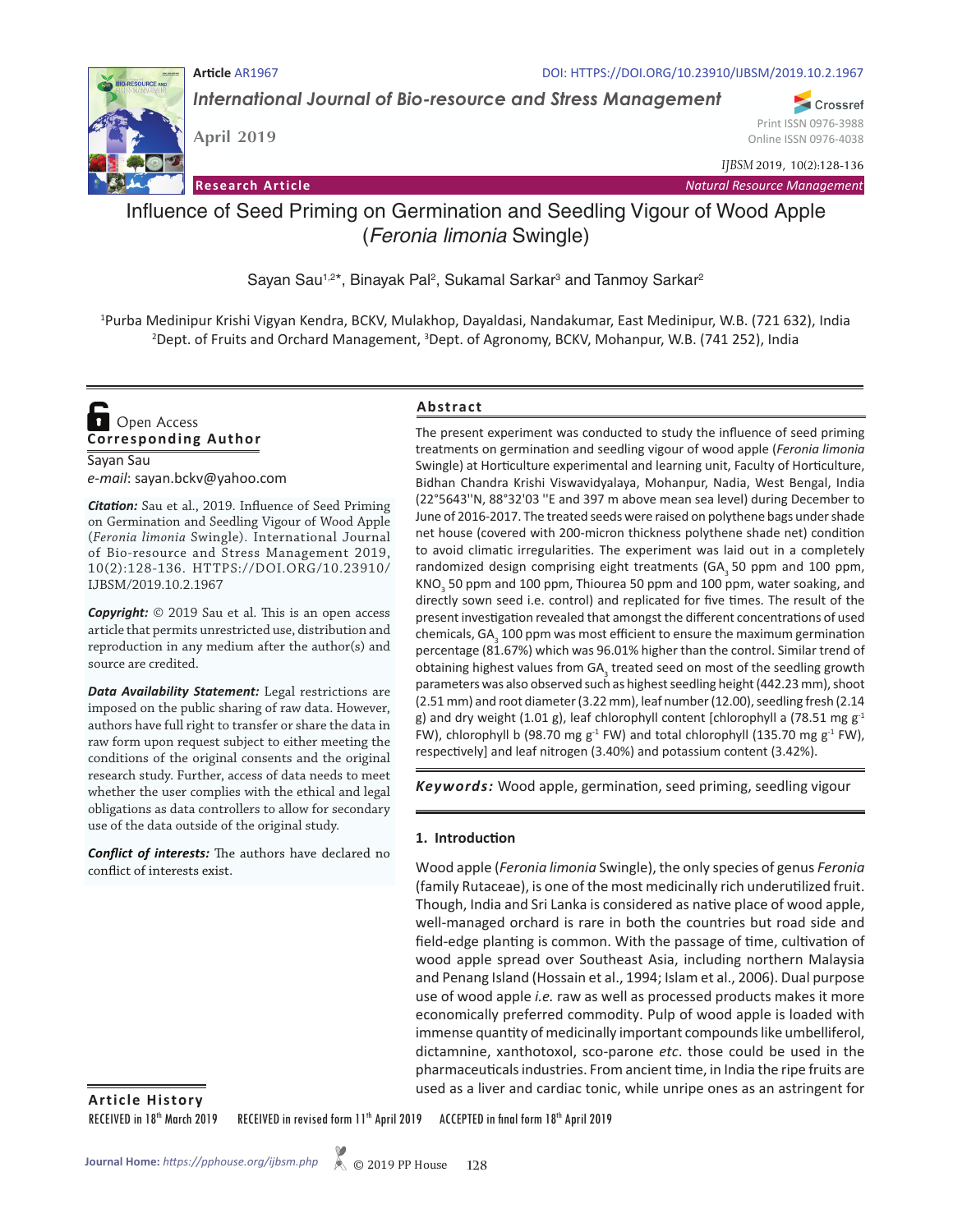Article AR1967

DOI: HTTPS://DOI.ORG/10.23910/IJBSM/2019.10.2.1967

*International Journal of Bio-resource and Stress Management*

April 2019

Print ISSN 0976-3988
Online ISSN 0976-4038

*IJBSM* 2019, 10(2):128-136

**Research Article** — *Natural Resource Management*

# Influence of Seed Priming on Germination and Seedling Vigour of Wood Apple (*Feronia limonia* Swingle)

Sayan Sau[1,2*], Binayak Pal[2], Sukamal Sarkar[3] and Tanmoy Sarkar[2]

[1]Purba Medinipur Krishi Vigyan Kendra, BCKV, Mulakhop, Dayaldasi, Nandakumar, East Medinipur, W.B. (721 632), India
[2]Dept. of Fruits and Orchard Management, [3]Dept. of Agronomy, BCKV, Mohanpur, W.B. (741 252), India

Open Access

**Corresponding Author**

Sayan Sau
*e-mail*: sayan.bckv@yahoo.com

***Citation:*** Sau et al., 2019. Influence of Seed Priming on Germination and Seedling Vigour of Wood Apple (*Feronia limonia* Swingle). International Journal of Bio-resource and Stress Management 2019, 10(2):128-136. HTTPS://DOI.ORG/10.23910/IJBSM/2019.10.2.1967

***Copyright:*** © 2019 Sau et al. This is an open access article that permits unrestricted use, distribution and reproduction in any medium after the author(s) and source are credited.

***Data Availability Statement:*** Legal restrictions are imposed on the public sharing of raw data. However, authors have full right to transfer or share the data in raw form upon request subject to either meeting the conditions of the original consents and the original research study. Further, access of data needs to meet whether the user complies with the ethical and legal obligations as data controllers to allow for secondary use of the data outside of the original study.

***Conflict of interests:*** The authors have declared no conflict of interests exist.

## Abstract

The present experiment was conducted to study the influence of seed priming treatments on germination and seedling vigour of wood apple (*Feronia limonia* Swingle) at Horticulture experimental and learning unit, Faculty of Horticulture, Bidhan Chandra Krishi Viswavidyalaya, Mohanpur, Nadia, West Bengal, India (22°5643''N, 88°32'03 ''E and 397 m above mean sea level) during December to June of 2016-2017. The treated seeds were raised on polythene bags under shade net house (covered with 200-micron thickness polythene shade net) condition to avoid climatic irregularities. The experiment was laid out in a completely randomized design comprising eight treatments ($GA_3$ 50 ppm and 100 ppm, $KNO_3$ 50 ppm and 100 ppm, Thiourea 50 ppm and 100 ppm, water soaking, and directly sown seed i.e. control) and replicated for five times. The result of the present investigation revealed that amongst the different concentrations of used chemicals, $GA_3$ 100 ppm was most efficient to ensure the maximum germination percentage (81.67%) which was 96.01% higher than the control. Similar trend of obtaining highest values from $GA_3$ treated seed on most of the seedling growth parameters was also observed such as highest seedling height (442.23 mm), shoot (2.51 mm) and root diameter (3.22 mm), leaf number (12.00), seedling fresh (2.14 g) and dry weight (1.01 g), leaf chlorophyll content [chlorophyll a (78.51 mg $g^{-1}$ FW), chlorophyll b (98.70 mg $g^{-1}$ FW) and total chlorophyll (135.70 mg $g^{-1}$ FW), respectively] and leaf nitrogen (3.40%) and potassium content (3.42%).

***Keywords:*** Wood apple, germination, seed priming, seedling vigour

## 1. Introduction

Wood apple (*Feronia limonia* Swingle), the only species of genus *Feronia* (family Rutaceae), is one of the most medicinally rich underutilized fruit. Though, India and Sri Lanka is considered as native place of wood apple, well-managed orchard is rare in both the countries but road side and field-edge planting is common. With the passage of time, cultivation of wood apple spread over Southeast Asia, including northern Malaysia and Penang Island (Hossain et al., 1994; Islam et al., 2006). Dual purpose use of wood apple *i.e.* raw as well as processed products makes it more economically preferred commodity. Pulp of wood apple is loaded with immense quantity of medicinally important compounds like umbelliferol, dictamnine, xanthotoxol, sco-parone *etc*. those could be used in the pharmaceuticals industries. From ancient time, in India the ripe fruits are used as a liver and cardiac tonic, while unripe ones as an astringent for

**Article History**

RECEIVED in 18th March 2019 RECEIVED in revised form 11th April 2019 ACCEPTED in final form 18th April 2019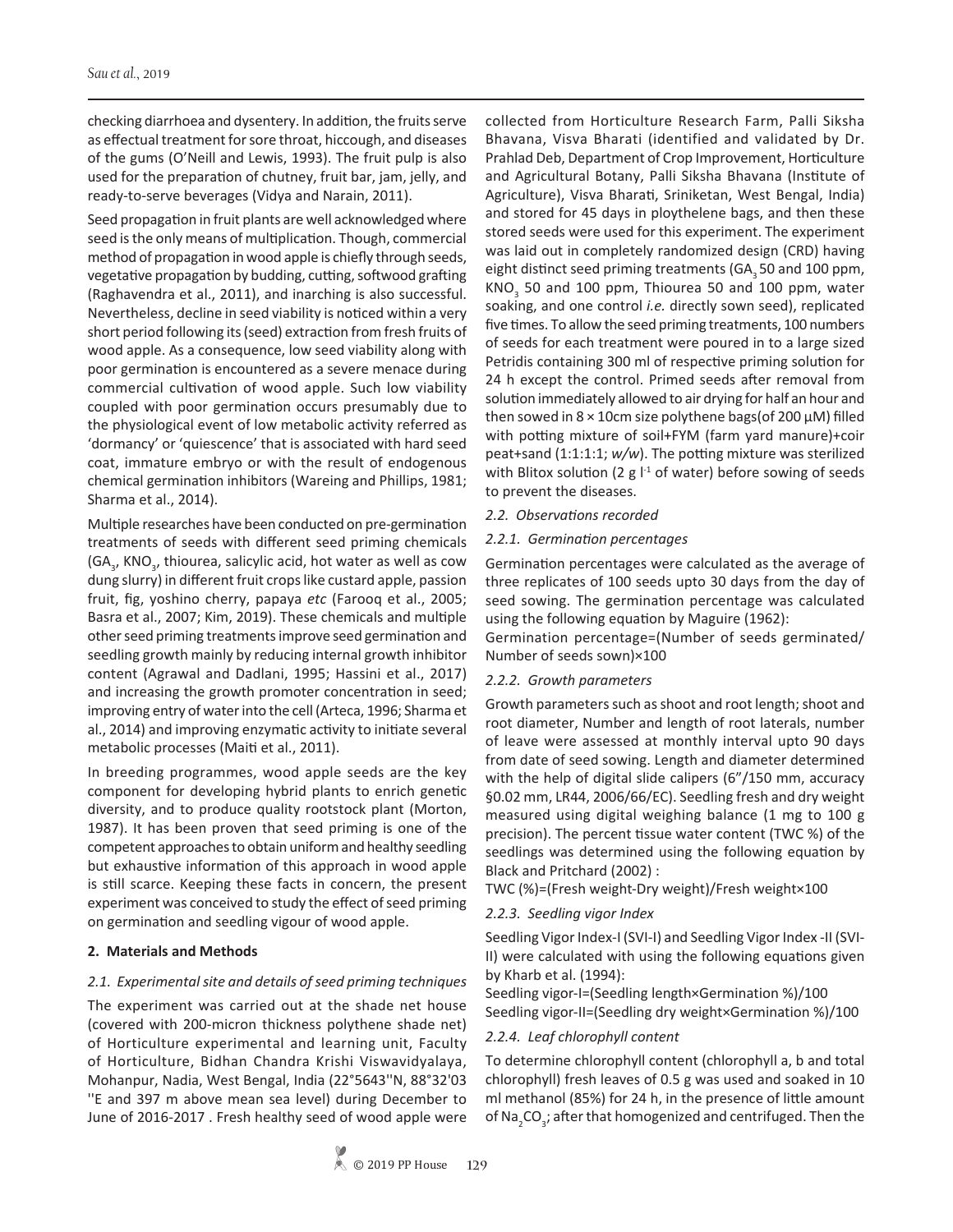checking diarrhoea and dysentery. In addition, the fruits serve as effectual treatment for sore throat, hiccough, and diseases of the gums (O'Neill and Lewis, 1993). The fruit pulp is also used for the preparation of chutney, fruit bar, jam, jelly, and ready-to-serve beverages (Vidya and Narain, 2011).

Seed propagation in fruit plants are well acknowledged where seed is the only means of multiplication. Though, commercial method of propagation in wood apple is chiefly through seeds, vegetative propagation by budding, cutting, softwood grafting (Raghavendra et al., 2011), and inarching is also successful. Nevertheless, decline in seed viability is noticed within a very short period following its (seed) extraction from fresh fruits of wood apple. As a consequence, low seed viability along with poor germination is encountered as a severe menace during commercial cultivation of wood apple. Such low viability coupled with poor germination occurs presumably due to the physiological event of low metabolic activity referred as 'dormancy' or 'quiescence' that is associated with hard seed coat, immature embryo or with the result of endogenous chemical germination inhibitors (Wareing and Phillips, 1981; Sharma et al., 2014).

Multiple researches have been conducted on pre-germination treatments of seeds with different seed priming chemicals ($GA_3$, $KNO_3$, thiourea, salicylic acid, hot water as well as cow dung slurry) in different fruit crops like custard apple, passion fruit, fig, yoshino cherry, papaya *etc* (Farooq et al., 2005; Basra et al., 2007; Kim, 2019). These chemicals and multiple other seed priming treatments improve seed germination and seedling growth mainly by reducing internal growth inhibitor content (Agrawal and Dadlani, 1995; Hassini et al., 2017) and increasing the growth promoter concentration in seed; improving entry of water into the cell (Arteca, 1996; Sharma et al., 2014) and improving enzymatic activity to initiate several metabolic processes (Maiti et al., 2011).

In breeding programmes, wood apple seeds are the key component for developing hybrid plants to enrich genetic diversity, and to produce quality rootstock plant (Morton, 1987). It has been proven that seed priming is one of the competent approaches to obtain uniform and healthy seedling but exhaustive information of this approach in wood apple is still scarce. Keeping these facts in concern, the present experiment was conceived to study the effect of seed priming on germination and seedling vigour of wood apple.

## 2. Materials and Methods

### *2.1. Experimental site and details of seed priming techniques*

The experiment was carried out at the shade net house (covered with 200-micron thickness polythene shade net) of Horticulture experimental and learning unit, Faculty of Horticulture, Bidhan Chandra Krishi Viswavidyalaya, Mohanpur, Nadia, West Bengal, India (22°5643''N, 88°32'03 ''E and 397 m above mean sea level) during December to June of 2016-2017 . Fresh healthy seed of wood apple were collected from Horticulture Research Farm, Palli Siksha Bhavana, Visva Bharati (identified and validated by Dr. Prahlad Deb, Department of Crop Improvement, Horticulture and Agricultural Botany, Palli Siksha Bhavana (Institute of Agriculture), Visva Bharati, Sriniketan, West Bengal, India) and stored for 45 days in ploythelene bags, and then these stored seeds were used for this experiment. The experiment was laid out in completely randomized design (CRD) having eight distinct seed priming treatments ($GA_3$ 50 and 100 ppm, $KNO_3$ 50 and 100 ppm, Thiourea 50 and 100 ppm, water soaking, and one control *i.e.* directly sown seed), replicated five times. To allow the seed priming treatments, 100 numbers of seeds for each treatment were poured in to a large sized Petridis containing 300 ml of respective priming solution for 24 h except the control. Primed seeds after removal from solution immediately allowed to air drying for half an hour and then sowed in 8 × 10cm size polythene bags(of 200 μM) filled with potting mixture of soil+FYM (farm yard manure)+coir peat+sand (1:1:1:1; *w/w*). The potting mixture was sterilized with Blitox solution (2 g $l^{-1}$ of water) before sowing of seeds to prevent the diseases.

### *2.2. Observations recorded*

#### *2.2.1. Germination percentages*

Germination percentages were calculated as the average of three replicates of 100 seeds upto 30 days from the day of seed sowing. The germination percentage was calculated using the following equation by Maguire (1962):

Germination percentage=(Number of seeds germinated/ Number of seeds sown)×100

#### *2.2.2. Growth parameters*

Growth parameters such as shoot and root length; shoot and root diameter, Number and length of root laterals, number of leave were assessed at monthly interval upto 90 days from date of seed sowing. Length and diameter determined with the help of digital slide calipers (6"/150 mm, accuracy §0.02 mm, LR44, 2006/66/EC). Seedling fresh and dry weight measured using digital weighing balance (1 mg to 100 g precision). The percent tissue water content (TWC %) of the seedlings was determined using the following equation by Black and Pritchard (2002) :

TWC (%)=(Fresh weight-Dry weight)/Fresh weight×100

#### *2.2.3. Seedling vigor Index*

Seedling Vigor Index-I (SVI-I) and Seedling Vigor Index -II (SVI-II) were calculated with using the following equations given by Kharb et al. (1994):

Seedling vigor-I=(Seedling length×Germination %)/100

Seedling vigor-II=(Seedling dry weight×Germination %)/100

#### *2.2.4. Leaf chlorophyll content*

To determine chlorophyll content (chlorophyll a, b and total chlorophyll) fresh leaves of 0.5 g was used and soaked in 10 ml methanol (85%) for 24 h, in the presence of little amount of $Na_2CO_3$; after that homogenized and centrifuged. Then the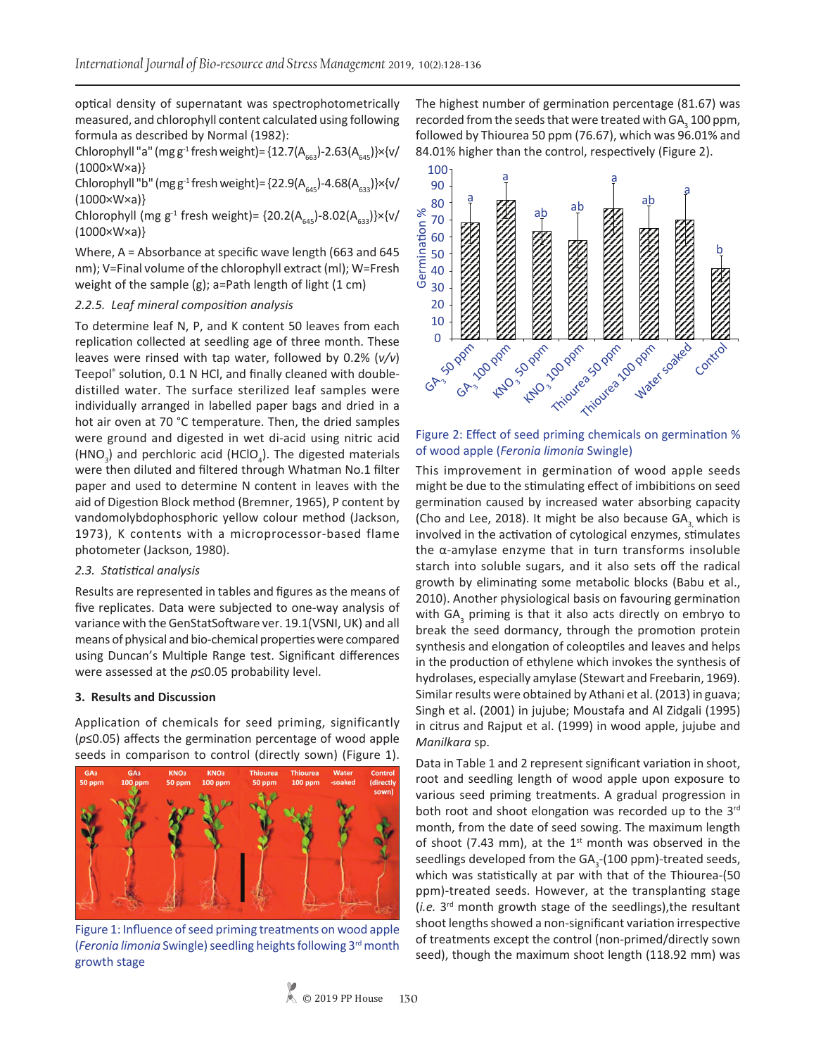optical density of supernatant was spectrophotometrically measured, and chlorophyll content calculated using following formula as described by Normal (1982):

Chlorophyll "a" (mg $g^{-1}$ fresh weight)= $\{12.7(A_{663})-2.63(A_{645})\}\times\{v/(1000\times W\times a)\}$

Chlorophyll "b" (mg $g^{-1}$ fresh weight)= $\{22.9(A_{645})-4.68(A_{633})\}\times\{v/(1000\times W\times a)\}$

Chlorophyll (mg $g^{-1}$ fresh weight)= $\{20.2(A_{645})-8.02(A_{633})\}\times\{v/(1000\times W\times a)\}$

Where, A = Absorbance at specific wave length (663 and 645 nm); V=Final volume of the chlorophyll extract (ml); W=Fresh weight of the sample (g); a=Path length of light (1 cm)

### 2.2.5. Leaf mineral composition analysis

To determine leaf N, P, and K content 50 leaves from each replication collected at seedling age of three month. These leaves were rinsed with tap water, followed by 0.2% (*v/v*) Teepol® solution, 0.1 N HCl, and finally cleaned with double-distilled water. The surface sterilized leaf samples were individually arranged in labelled paper bags and dried in a hot air oven at 70 °C temperature. Then, the dried samples were ground and digested in wet di-acid using nitric acid ($HNO_3$) and perchloric acid ($HClO_4$). The digested materials were then diluted and filtered through Whatman No.1 filter paper and used to determine N content in leaves with the aid of Digestion Block method (Bremner, 1965), P content by vandomolybdophosphoric yellow colour method (Jackson, 1973), K contents with a microprocessor-based flame photometer (Jackson, 1980).

### 2.3. Statistical analysis

Results are represented in tables and figures as the means of five replicates. Data were subjected to one-way analysis of variance with the GenStatSoftware ver. 19.1(VSNI, UK) and all means of physical and bio-chemical properties were compared using Duncan's Multiple Range test. Significant differences were assessed at the $p\leq0.05$ probability level.

## 3. Results and Discussion

Application of chemicals for seed priming, significantly ($p\leq0.05$) affects the germination percentage of wood apple seeds in comparison to control (directly sown) (Figure 1).

Figure 1: Influence of seed priming treatments on wood apple (*Feronia limonia* Swingle) seedling heights following 3rd month growth stage

The highest number of germination percentage (81.67) was recorded from the seeds that were treated with $GA_3$ 100 ppm, followed by Thiourea 50 ppm (76.67), which was 96.01% and 84.01% higher than the control, respectively (Figure 2).

Figure 2: Effect of seed priming chemicals on germination % of wood apple (*Feronia limonia* Swingle)

This improvement in germination of wood apple seeds might be due to the stimulating effect of imbibitions on seed germination caused by increased water absorbing capacity (Cho and Lee, 2018). It might be also because $GA_3$, which is involved in the activation of cytological enzymes, stimulates the α-amylase enzyme that in turn transforms insoluble starch into soluble sugars, and it also sets off the radical growth by eliminating some metabolic blocks (Babu et al., 2010). Another physiological basis on favouring germination with $GA_3$ priming is that it also acts directly on embryo to break the seed dormancy, through the promotion protein synthesis and elongation of coleoptiles and leaves and helps in the production of ethylene which invokes the synthesis of hydrolases, especially amylase (Stewart and Freebarin, 1969). Similar results were obtained by Athani et al. (2013) in guava; Singh et al. (2001) in jujube; Moustafa and Al Zidgali (1995) in citrus and Rajput et al. (1999) in wood apple, jujube and *Manilkara* sp.

Data in Table 1 and 2 represent significant variation in shoot, root and seedling length of wood apple upon exposure to various seed priming treatments. A gradual progression in both root and shoot elongation was recorded up to the 3rd month, from the date of seed sowing. The maximum length of shoot (7.43 mm), at the 1st month was observed in the seedlings developed from the $GA_3$-(100 ppm)-treated seeds, which was statistically at par with that of the Thiourea-(50 ppm)-treated seeds. However, at the transplanting stage (*i.e.* 3rd month growth stage of the seedlings),the resultant shoot lengths showed a non-significant variation irrespective of treatments except the control (non-primed/directly sown seed), though the maximum shoot length (118.92 mm) was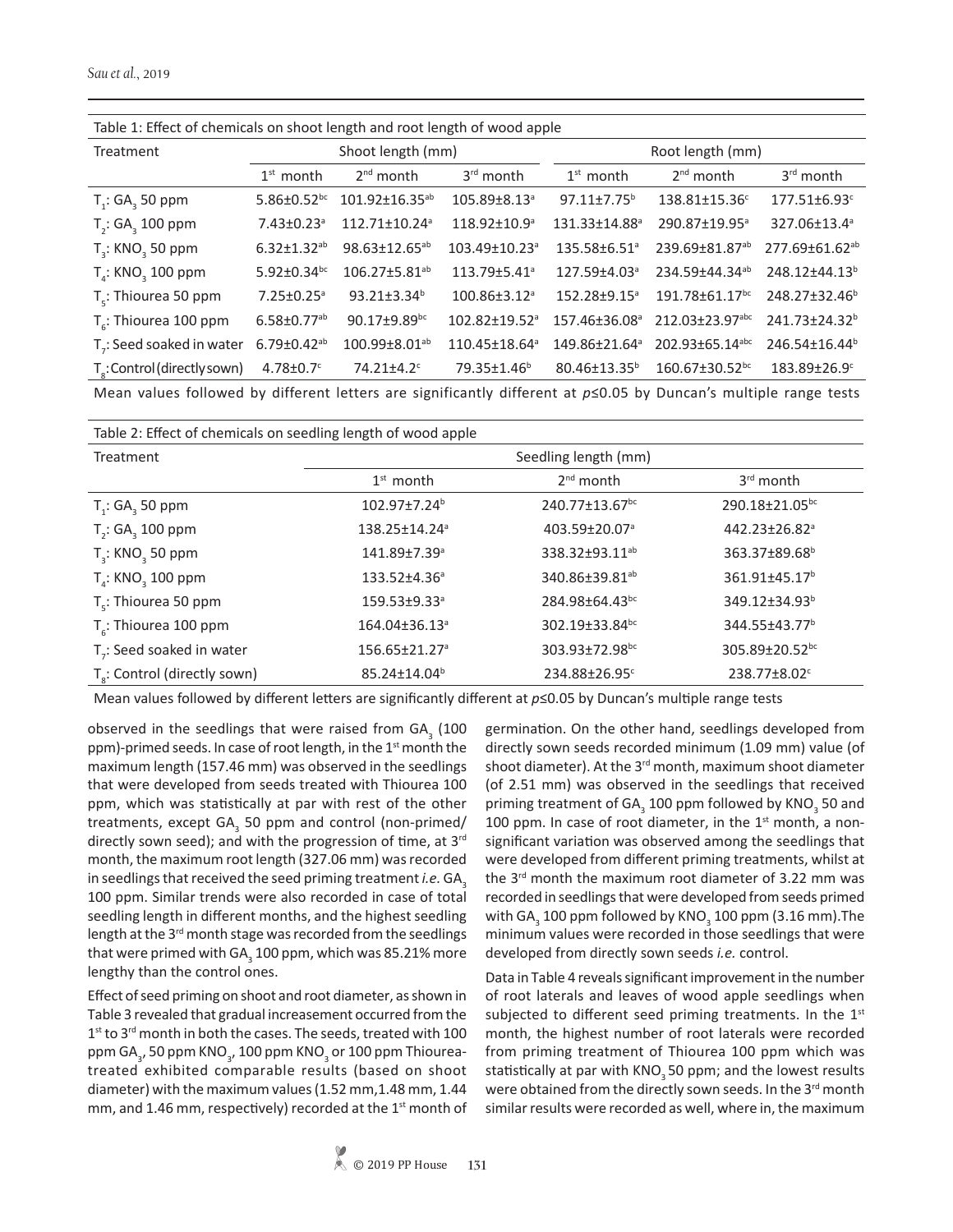Table 1: Effect of chemicals on shoot length and root length of wood apple

| Treatment | Shoot length (mm) | | | Root length (mm) | | |
|---|---|---|---|---|---|---|
| | 1st month | 2nd month | 3rd month | 1st month | 2nd month | 3rd month |
| $T_1$: $GA_3$ 50 ppm | 5.86±0.52[bc] | 101.92±16.35[ab] | 105.89±8.13[a] | 97.11±7.75[b] | 138.81±15.36[c] | 177.51±6.93[c] |
| $T_2$: $GA_3$ 100 ppm | 7.43±0.23[a] | 112.71±10.24[a] | 118.92±10.9[a] | 131.33±14.88[a] | 290.87±19.95[a] | 327.06±13.4[a] |
| $T_3$: $KNO_3$ 50 ppm | 6.32±1.32[ab] | 98.63±12.65[ab] | 103.49±10.23[a] | 135.58±6.51[a] | 239.69±81.87[ab] | 277.69±61.62[ab] |
| $T_4$: $KNO_3$ 100 ppm | 5.92±0.34[bc] | 106.27±5.81[ab] | 113.79±5.41[a] | 127.59±4.03[a] | 234.59±44.34[ab] | 248.12±44.13[b] |
| $T_5$: Thiourea 50 ppm | 7.25±0.25[a] | 93.21±3.34[b] | 100.86±3.12[a] | 152.28±9.15[a] | 191.78±61.17[bc] | 248.27±32.46[b] |
| $T_6$: Thiourea 100 ppm | 6.58±0.77[ab] | 90.17±9.89[bc] | 102.82±19.52[a] | 157.46±36.08[a] | 212.03±23.97[abc] | 241.73±24.32[b] |
| $T_7$: Seed soaked in water | 6.79±0.42[ab] | 100.99±8.01[ab] | 110.45±18.64[a] | 149.86±21.64[a] | 202.93±65.14[abc] | 246.54±16.44[b] |
| $T_8$: Control (directly sown) | 4.78±0.7[c] | 74.21±4.2[c] | 79.35±1.46[b] | 80.46±13.35[b] | 160.67±30.52[bc] | 183.89±26.9[c] |

Mean values followed by different letters are significantly different at $p≤0.05$ by Duncan's multiple range tests

Table 2: Effect of chemicals on seedling length of wood apple

| Treatment | Seedling length (mm) | | |
|---|---|---|---|
| | 1st month | 2nd month | 3rd month |
| $T_1$: $GA_3$ 50 ppm | 102.97±7.24[b] | 240.77±13.67[bc] | 290.18±21.05[bc] |
| $T_2$: $GA_3$ 100 ppm | 138.25±14.24[a] | 403.59±20.07[a] | 442.23±26.82[a] |
| $T_3$: $KNO_3$ 50 ppm | 141.89±7.39[a] | 338.32±93.11[ab] | 363.37±89.68[b] |
| $T_4$: $KNO_3$ 100 ppm | 133.52±4.36[a] | 340.86±39.81[ab] | 361.91±45.17[b] |
| $T_5$: Thiourea 50 ppm | 159.53±9.33[a] | 284.98±64.43[bc] | 349.12±34.93[b] |
| $T_6$: Thiourea 100 ppm | 164.04±36.13[a] | 302.19±33.84[bc] | 344.55±43.77[b] |
| $T_7$: Seed soaked in water | 156.65±21.27[a] | 303.93±72.98[bc] | 305.89±20.52[bc] |
| $T_8$: Control (directly sown) | 85.24±14.04[b] | 234.88±26.95[c] | 238.77±8.02[c] |

Mean values followed by different letters are significantly different at $p≤0.05$ by Duncan's multiple range tests

observed in the seedlings that were raised from $GA_3$ (100 ppm)-primed seeds. In case of root length, in the 1st month the maximum length (157.46 mm) was observed in the seedlings that were developed from seeds treated with Thiourea 100 ppm, which was statistically at par with rest of the other treatments, except $GA_3$ 50 ppm and control (non-primed/directly sown seed); and with the progression of time, at 3rd month, the maximum root length (327.06 mm) was recorded in seedlings that received the seed priming treatment *i.e.* $GA_3$ 100 ppm. Similar trends were also recorded in case of total seedling length in different months, and the highest seedling length at the 3rd month stage was recorded from the seedlings that were primed with $GA_3$ 100 ppm, which was 85.21% more lengthy than the control ones.

Effect of seed priming on shoot and root diameter, as shown in Table 3 revealed that gradual increasement occurred from the 1st to 3rd month in both the cases. The seeds, treated with 100 ppm $GA_3$, 50 ppm $KNO_3$, 100 ppm $KNO_3$ or 100 ppm Thiourea-treated exhibited comparable results (based on shoot diameter) with the maximum values (1.52 mm, 1.48 mm, 1.44 mm, and 1.46 mm, respectively) recorded at the 1st month of germination. On the other hand, seedlings developed from directly sown seeds recorded minimum (1.09 mm) value (of shoot diameter). At the 3rd month, maximum shoot diameter (of 2.51 mm) was observed in the seedlings that received priming treatment of $GA_3$ 100 ppm followed by $KNO_3$ 50 and 100 ppm. In case of root diameter, in the 1st month, a non-significant variation was observed among the seedlings that were developed from different priming treatments, whilst at the 3rd month the maximum root diameter of 3.22 mm was recorded in seedlings that were developed from seeds primed with $GA_3$ 100 ppm followed by $KNO_3$ 100 ppm (3.16 mm). The minimum values were recorded in those seedlings that were developed from directly sown seeds *i.e.* control.

Data in Table 4 reveals significant improvement in the number of root laterals and leaves of wood apple seedlings when subjected to different seed priming treatments. In the 1st month, the highest number of root laterals were recorded from priming treatment of Thiourea 100 ppm which was statistically at par with $KNO_3$ 50 ppm; and the lowest results were obtained from the directly sown seeds. In the 3rd month similar results were recorded as well, where in, the maximum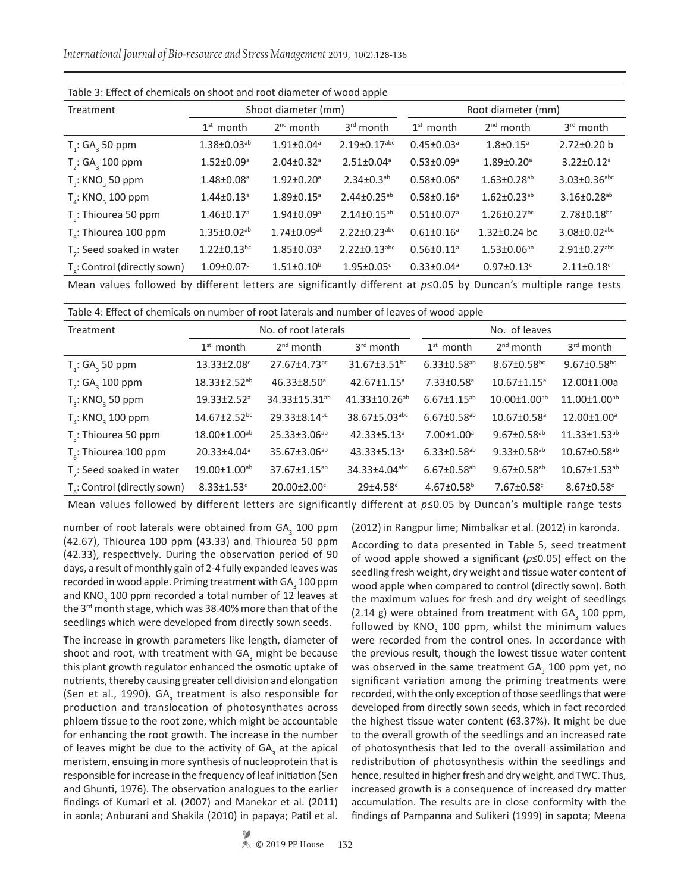Table 3: Effect of chemicals on shot and root diameter of wood apple

| Treatment | Shoot diameter (mm) | | | Root diameter (mm) | | |
|---|---|---|---|---|---|---|
| | $1^{st}$ month | $2^{nd}$ month | $3^{rd}$ month | $1^{st}$ month | $2^{nd}$ month | $3^{rd}$ month |
| $T_1$: $GA_3$ 50 ppm | 1.38±0.03$^{ab}$ | 1.91±0.04$^{a}$ | 2.19±0.17$^{abc}$ | 0.45±0.03$^{a}$ | 1.8±0.15$^{a}$ | 2.72±0.20 b |
| $T_2$: $GA_3$ 100 ppm | 1.52±0.09$^{a}$ | 2.04±0.32$^{a}$ | 2.51±0.04$^{a}$ | 0.53±0.09$^{a}$ | 1.89±0.20$^{a}$ | 3.22±0.12$^{a}$ |
| $T_3$: $KNO_3$ 50 ppm | 1.48±0.08$^{a}$ | 1.92±0.20$^{a}$ | 2.34±0.3$^{ab}$ | 0.58±0.06$^{a}$ | 1.63±0.28$^{ab}$ | 3.03±0.36$^{abc}$ |
| $T_4$: $KNO_3$ 100 ppm | 1.44±0.13$^{a}$ | 1.89±0.15$^{a}$ | 2.44±0.25$^{ab}$ | 0.58±0.16$^{a}$ | 1.62±0.23$^{ab}$ | 3.16±0.28$^{ab}$ |
| $T_5$: Thiourea 50 ppm | 1.46±0.17$^{a}$ | 1.94±0.09$^{a}$ | 2.14±0.15$^{ab}$ | 0.51±0.07$^{a}$ | 1.26±0.27$^{bc}$ | 2.78±0.18$^{bc}$ |
| $T_6$: Thiourea 100 ppm | 1.35±0.02$^{ab}$ | 1.74±0.09$^{ab}$ | 2.22±0.23$^{abc}$ | 0.61±0.16$^{a}$ | 1.32±0.24 bc | 3.08±0.02$^{abc}$ |
| $T_7$: Seed soaked in water | 1.22±0.13$^{bc}$ | 1.85±0.03$^{a}$ | 2.22±0.13$^{abc}$ | 0.56±0.11$^{a}$ | 1.53±0.06$^{ab}$ | 2.91±0.27$^{abc}$ |
| $T_8$: Control (directly sown) | 1.09±0.07$^{c}$ | 1.51±0.10$^{b}$ | 1.95±0.05$^{c}$ | 0.33±0.04$^{a}$ | 0.97±0.13$^{c}$ | 2.11±0.18$^{c}$ |

Mean values followed by different letters are significantly different at $p \leq 0.05$ by Duncan's multiple range tests

Table 4: Effect of chemicals on number of root laterals and number of leaves of wood apple

| Treatment | No. of root laterals | | | No. of leaves | | |
|---|---|---|---|---|---|---|
| | $1^{st}$ month | $2^{nd}$ month | $3^{rd}$ month | $1^{st}$ month | $2^{nd}$ month | $3^{rd}$ month |
| $T_1$: $GA_3$ 50 ppm | 13.33±2.08$^{c}$ | 27.67±4.73$^{bc}$ | 31.67±3.51$^{bc}$ | 6.33±0.58$^{ab}$ | 8.67±0.58$^{bc}$ | 9.67±0.58$^{bc}$ |
| $T_2$: $GA_3$ 100 ppm | 18.33±2.52$^{ab}$ | 46.33±8.50$^{a}$ | 42.67±1.15$^{a}$ | 7.33±0.58$^{a}$ | 10.67±1.15$^{a}$ | 12.00±1.00a |
| $T_3$: $KNO_3$ 50 ppm | 19.33±2.52$^{a}$ | 34.33±15.31$^{ab}$ | 41.33±10.26$^{ab}$ | 6.67±1.15$^{ab}$ | 10.00±1.00$^{ab}$ | 11.00±1.00$^{ab}$ |
| $T_4$: $KNO_3$ 100 ppm | 14.67±2.52$^{bc}$ | 29.33±8.14$^{bc}$ | 38.67±5.03$^{abc}$ | 6.67±0.58$^{ab}$ | 10.67±0.58$^{a}$ | 12.00±1.00$^{a}$ |
| $T_5$: Thiourea 50 ppm | 18.00±1.00$^{ab}$ | 25.33±3.06$^{ab}$ | 42.33±5.13$^{a}$ | 7.00±1.00$^{a}$ | 9.67±0.58$^{ab}$ | 11.33±1.53$^{ab}$ |
| $T_6$: Thiourea 100 ppm | 20.33±4.04$^{a}$ | 35.67±3.06$^{ab}$ | 43.33±5.13$^{a}$ | 6.33±0.58$^{ab}$ | 9.33±0.58$^{ab}$ | 10.67±0.58$^{ab}$ |
| $T_7$: Seed soaked in water | 19.00±1.00$^{ab}$ | 37.67±1.15$^{ab}$ | 34.33±4.04$^{abc}$ | 6.67±0.58$^{ab}$ | 9.67±0.58$^{ab}$ | 10.67±1.53$^{ab}$ |
| $T_8$: Control (directly sown) | 8.33±1.53$^{d}$ | 20.00±2.00$^{c}$ | 29±4.58$^{c}$ | 4.67±0.58$^{b}$ | 7.67±0.58$^{c}$ | 8.67±0.58$^{c}$ |

Mean values followed by different letters are significantly different at $p \leq 0.05$ by Duncan's multiple range tests

number of root laterals were obtained from $GA_3$ 100 ppm (42.67), Thiourea 100 ppm (43.33) and Thiourea 50 ppm (42.33), respectively. During the observation period of 90 days, a result of monthly gain of 2-4 fully expanded leaves was recorded in wood apple. Priming treatment with $GA_3$ 100 ppm and $KNO_3$ 100 ppm recorded a total number of 12 leaves at the 3rd month stage, which was 38.40% more than that of the seedlings which were developed from directly sown seeds.

The increase in growth parameters like length, diameter of shoot and root, with treatment with $GA_3$ might be because this plant growth regulator enhanced the osmotic uptake of nutrients, thereby causing greater cell division and elongation (Sen et al., 1990). $GA_3$ treatment is also responsible for production and translocation of photosynthates across phloem tissue to the root zone, which might be accountable for enhancing the root growth. The increase in the number of leaves might be due to the activity of $GA_3$ at the apical meristem, ensuing in more synthesis of nucleoprotein that is responsible for increase in the frequency of leaf initiation (Sen and Ghunti, 1976). The observation analogues to the earlier findings of Kumari et al. (2007) and Manekar et al. (2011) in aonla; Anburani and Shakila (2010) in papaya; Patil et al. (2012) in Rangpur lime; Nimbalkar et al. (2012) in karonda.

According to data presented in Table 5, seed treatment of wood apple showed a significant ($p \leq 0.05$) effect on the seedling fresh weight, dry weight and tissue water content of wood apple when compared to control (directly sown). Both the maximum values for fresh and dry weight of seedlings (2.14 g) were obtained from treatment with $GA_3$ 100 ppm, followed by $KNO_3$ 100 ppm, whilst the minimum values were recorded from the control ones. In accordance with the previous result, though the lowest tissue water content was observed in the same treatment $GA_3$ 100 ppm yet, no significant variation among the priming treatments were recorded, with the only exception of those seedlings that were developed from directly sown seeds, which in fact recorded the highest tissue water content (63.37%). It might be due to the overall growth of the seedlings and an increased rate of photosynthesis that led to the overall assimilation and redistribution of photosynthesis within the seedlings and hence, resulted in higher fresh and dry weight, and TWC. Thus, increased growth is a consequence of increased dry matter accumulation. The results are in close conformity with the findings of Pampanna and Sulikeri (1999) in sapota; Meena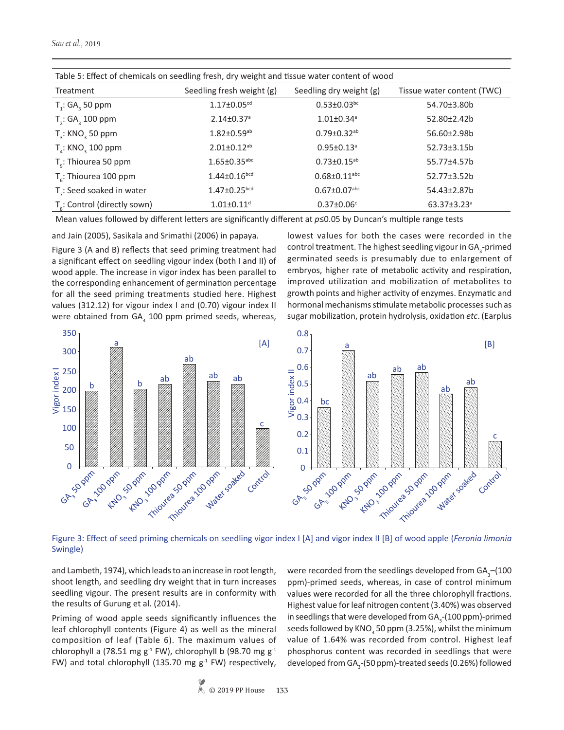Table 5: Effect of chemicals on seedling fresh, dry weight and tissue water content of wood

| Treatment | Seedling fresh weight (g) | Seedling dry weight (g) | Tissue water content (TWC) |
|---|---|---|---|
| $T_1$: $GA_3$ 50 ppm | 1.17±0.05[cd] | 0.53±0.03[bc] | 54.70±3.80b |
| $T_2$: $GA_3$ 100 ppm | 2.14±0.37[a] | 1.01±0.34[a] | 52.80±2.42b |
| $T_3$: $KNO_3$ 50 ppm | 1.82±0.59[ab] | 0.79±0.32[ab] | 56.60±2.98b |
| $T_4$: $KNO_3$ 100 ppm | 2.01±0.12[ab] | 0.95±0.13[a] | 52.73±3.15b |
| $T_5$: Thiourea 50 ppm | 1.65±0.35[abc] | 0.73±0.15[ab] | 55.77±4.57b |
| $T_6$: Thiourea 100 ppm | 1.44±0.16[bcd] | 0.68±0.11[abc] | 52.77±3.52b |
| $T_7$: Seed soaked in water | 1.47±0.25[bcd] | 0.67±0.07[abc] | 54.43±2.87b |
| $T_8$: Control (directly sown) | 1.01±0.11[d] | 0.37±0.06[c] | 63.37±3.23[a] |

Mean values followed by different letters are significantly different at $p \leq 0.05$ by Duncan's multiple range tests

and Jain (2005), Sasikala and Srimathi (2006) in papaya.

Figure 3 (A and B) reflects that seed priming treatment had a significant effect on seedling vigour index (both I and II) of wood apple. The increase in vigor index has been parallel to the corresponding enhancement of germination percentage for all the seed priming treatments studied here. Highest values (312.12) for vigour index I and (0.70) vigour index II were obtained from $GA_3$ 100 ppm primed seeds, whereas, lowest values for both the cases were recorded in the control treatment. The highest seedling vigour in $GA_3$-primed germinated seeds is presumably due to enlargement of embryos, higher rate of metabolic activity and respiration, improved utilization and mobilization of metabolites to growth points and higher activity of enzymes. Enzymatic and hormonal mechanisms stimulate metabolic processes such as sugar mobilization, protein hydrolysis, oxidation *etc*. (Earplus and Lambeth, 1974), which leads to an increase in root length, shoot length, and seedling dry weight that in turn increases seedling vigour. The present results are in conformity with the results of Gurung et al. (2014).

Figure 3: Effect of seed priming chemicals on seedling vigor index I [A] and vigor index II [B] of wood apple (*Feronia limonia* Swingle)

Priming of wood apple seeds significantly influences the leaf chlorophyll contents (Figure 4) as well as the mineral composition of leaf (Table 6). The maximum values of chlorophyll a (78.51 mg $g^{-1}$ FW), chlorophyll b (98.70 mg $g^{-1}$ FW) and total chlorophyll (135.70 mg $g^{-1}$ FW) respectively, were recorded from the seedlings developed from $GA_3$–(100 ppm)-primed seeds, whereas, in case of control minimum values were recorded for all the three chlorophyll fractions. Highest value for leaf nitrogen content (3.40%) was observed in seedlings that were developed from $GA_3$-(100 ppm)-primed seeds followed by $KNO_3$ 50 ppm (3.25%), whilst the minimum value of 1.64% was recorded from control. Highest leaf phosphorus content was recorded in seedlings that were developed from $GA_3$-(50 ppm)-treated seeds (0.26%) followed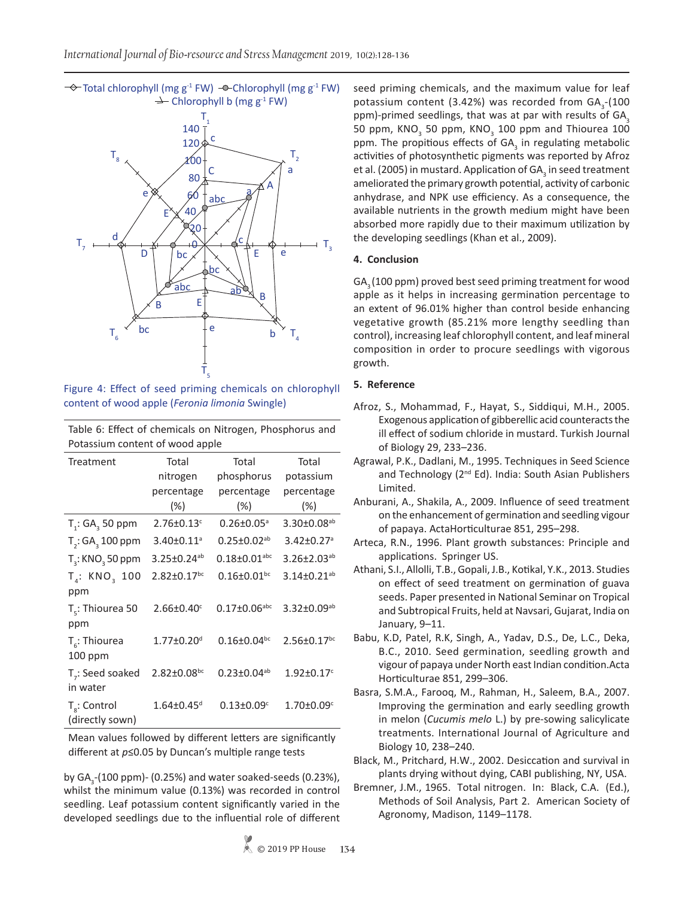Figure 4: Effect of seed priming chemicals on chlorophyll content of wood apple (*Feronia limonia* Swingle)

Table 6: Effect of chemicals on Nitrogen, Phosphorus and Potassium content of wood apple

| Treatment | Total nitrogen percentage (%) | Total phosphorus percentage (%) | Total potassium percentage (%) |
|---|---|---|---|
| $T_1$: $GA_3$ 50 ppm | 2.76±0.13[c] | 0.26±0.05[a] | 3.30±0.08[ab] |
| $T_2$: $GA_3$ 100 ppm | 3.40±0.11[a] | 0.25±0.02[ab] | 3.42±0.27[a] |
| $T_3$: $KNO_3$ 50 ppm | 3.25±0.24[ab] | 0.18±0.01[abc] | 3.26±2.03[ab] |
| $T_4$: $KNO_3$ 100 ppm | 2.82±0.17[bc] | 0.16±0.01[bc] | 3.14±0.21[ab] |
| $T_5$: Thiourea 50 ppm | 2.66±0.40[c] | 0.17±0.06[abc] | 3.32±0.09[ab] |
| $T_6$: Thiourea 100 ppm | 1.77±0.20[d] | 0.16±0.04[bc] | 2.56±0.17[bc] |
| $T_7$: Seed soaked in water | 2.82±0.08[bc] | 0.23±0.04[ab] | 1.92±0.17[c] |
| $T_8$: Control (directly sown) | 1.64±0.45[d] | 0.13±0.09[c] | 1.70±0.09[c] |

Mean values followed by different letters are significantly different at $p\leq0.05$ by Duncan's multiple range tests

by $GA_3$-(100 ppm)- (0.25%) and water soaked-seeds (0.23%), whilst the minimum value (0.13%) was recorded in control seedling. Leaf potassium content significantly varied in the developed seedlings due to the influential role of different seed priming chemicals, and the maximum value for leaf potassium content (3.42%) was recorded from $GA_3$-(100 ppm)-primed seedlings, that was at par with results of $GA_3$ 50 ppm, $KNO_3$ 50 ppm, $KNO_3$ 100 ppm and Thiourea 100 ppm. The propitious effects of $GA_3$ in regulating metabolic activities of photosynthetic pigments was reported by Afroz et al. (2005) in mustard. Application of $GA_3$ in seed treatment ameliorated the primary growth potential, activity of carbonic anhydrase, and NPK use efficiency. As a consequence, the available nutrients in the growth medium might have been absorbed more rapidly due to their maximum utilization by the developing seedlings (Khan et al., 2009).

## 4. Conclusion

$GA_3$ (100 ppm) proved best seed priming treatment for wood apple as it helps in increasing germination percentage to an extent of 96.01% higher than control beside enhancing vegetative growth (85.21% more lengthy seedling than control), increasing leaf chlorophyll content, and leaf mineral composition in order to procure seedlings with vigorous growth.

## 5. Reference

Afroz, S., Mohammad, F., Hayat, S., Siddiqui, M.H., 2005. Exogenous application of gibberellic acid counteracts the ill effect of sodium chloride in mustard. Turkish Journal of Biology 29, 233–236.

Agrawal, P.K., Dadlani, M., 1995. Techniques in Seed Science and Technology (2nd Ed). India: South Asian Publishers Limited.

Anburani, A., Shakila, A., 2009. Influence of seed treatment on the enhancement of germination and seedling vigour of papaya. ActaHorticulturae 851, 295–298.

Arteca, R.N., 1996. Plant growth substances: Principle and applications. Springer US.

Athani, S.I., Allolli, T.B., Gopali, J.B., Kotikal, Y.K., 2013. Studies on effect of seed treatment on germination of guava seeds. Paper presented in National Seminar on Tropical and Subtropical Fruits, held at Navsari, Gujarat, India on January, 9–11.

Babu, K.D, Patel, R.K, Singh, A., Yadav, D.S., De, L.C., Deka, B.C., 2010. Seed germination, seedling growth and vigour of papaya under North east Indian condition.Acta Horticulturae 851, 299–306.

Basra, S.M.A., Farooq, M., Rahman, H., Saleem, B.A., 2007. Improving the germination and early seedling growth in melon (*Cucumis melo* L.) by pre-sowing salicylicate treatments. International Journal of Agriculture and Biology 10, 238–240.

Black, M., Pritchard, H.W., 2002. Desiccation and survival in plants drying without dying, CABI publishing, NY, USA.

Bremner, J.M., 1965. Total nitrogen. In: Black, C.A. (Ed.), Methods of Soil Analysis, Part 2. American Society of Agronomy, Madison, 1149–1178.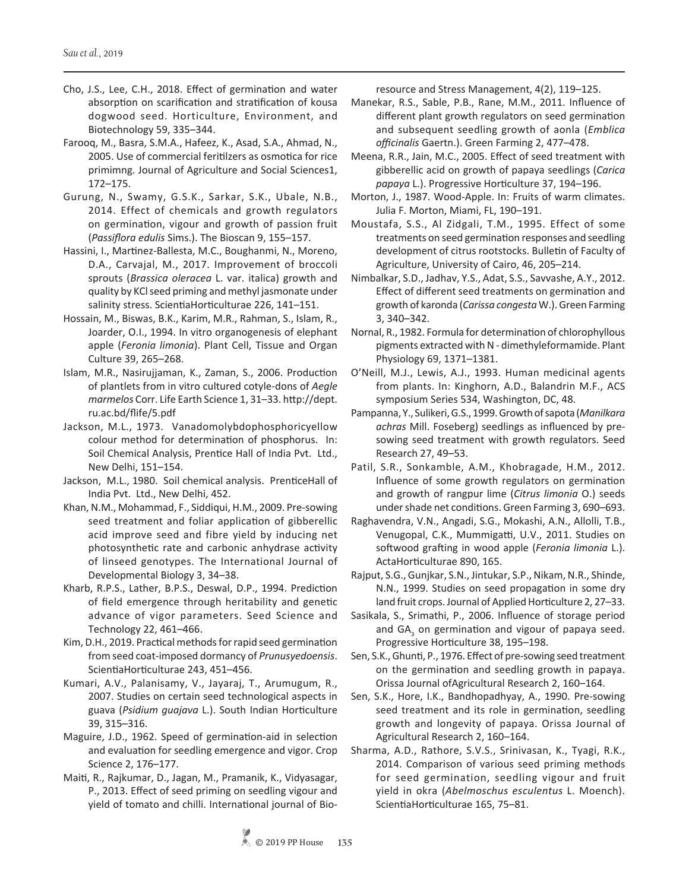Cho, J.S., Lee, C.H., 2018. Effect of germination and water absorption on scarification and stratification of kousa dogwood seed. Horticulture, Environment, and Biotechnology 59, 335–344.

Farooq, M., Basra, S.M.A., Hafeez, K., Asad, S.A., Ahmad, N., 2005. Use of commercial feritilzers as osmotica for rice primimng. Journal of Agriculture and Social Sciences1, 172–175.

Gurung, N., Swamy, G.S.K., Sarkar, S.K., Ubale, N.B., 2014. Effect of chemicals and growth regulators on germination, vigour and growth of passion fruit (*Passiflora edulis* Sims.). The Bioscan 9, 155–157.

Hassini, I., Martinez-Ballesta, M.C., Boughanmi, N., Moreno, D.A., Carvajal, M., 2017. Improvement of broccoli sprouts (*Brassica oleracea* L. var. italica) growth and quality by KCl seed priming and methyl jasmonate under salinity stress. ScientiaHorticulturae 226, 141–151.

Hossain, M., Biswas, B.K., Karim, M.R., Rahman, S., Islam, R., Joarder, O.I., 1994. In vitro organogenesis of elephant apple (*Feronia limonia*). Plant Cell, Tissue and Organ Culture 39, 265–268.

Islam, M.R., Nasirujjaman, K., Zaman, S., 2006. Production of plantlets from in vitro cultured cotyle-dons of *Aegle marmelos* Corr. Life Earth Science 1, 31–33. http://dept.ru.ac.bd/flife/5.pdf

Jackson, M.L., 1973. Vanadomolybdophosphoricyellow colour method for determination of phosphorus. In: Soil Chemical Analysis, Prentice Hall of India Pvt. Ltd., New Delhi, 151–154.

Jackson, M.L., 1980. Soil chemical analysis. PrenticeHall of India Pvt. Ltd., New Delhi, 452.

Khan, N.M., Mohammad, F., Siddiqui, H.M., 2009. Pre-sowing seed treatment and foliar application of gibberellic acid improve seed and fibre yield by inducing net photosynthetic rate and carbonic anhydrase activity of linseed genotypes. The International Journal of Developmental Biology 3, 34–38.

Kharb, R.P.S., Lather, B.P.S., Deswal, D.P., 1994. Prediction of field emergence through heritability and genetic advance of vigor parameters. Seed Science and Technology 22, 461–466.

Kim, D.H., 2019. Practical methods for rapid seed germination from seed coat-imposed dormancy of *Prunusyedoensis*. ScientiaHorticulturae 243, 451–456.

Kumari, A.V., Palanisamy, V., Jayaraj, T., Arumugum, R., 2007. Studies on certain seed technological aspects in guava (*Psidium guajava* L.). South Indian Horticulture 39, 315–316.

Maguire, J.D., 1962. Speed of germination-aid in selection and evaluation for seedling emergence and vigor. Crop Science 2, 176–177.

Maiti, R., Rajkumar, D., Jagan, M., Pramanik, K., Vidyasagar, P., 2013. Effect of seed priming on seedling vigour and yield of tomato and chilli. International journal of Bio-resource and Stress Management, 4(2), 119–125.

Manekar, R.S., Sable, P.B., Rane, M.M., 2011. Influence of different plant growth regulators on seed germination and subsequent seedling growth of aonla (*Emblica officinalis* Gaertn.). Green Farming 2, 477–478.

Meena, R.R., Jain, M.C., 2005. Effect of seed treatment with gibberellic acid on growth of papaya seedlings (*Carica papaya* L.). Progressive Horticulture 37, 194–196.

Morton, J., 1987. Wood-Apple. In: Fruits of warm climates. Julia F. Morton, Miami, FL, 190–191.

Moustafa, S.S., Al Zidgali, T.M., 1995. Effect of some treatments on seed germination responses and seedling development of citrus rootstocks. Bulletin of Faculty of Agriculture, University of Cairo, 46, 205–214.

Nimbalkar, S.D., Jadhav, Y.S., Adat, S.S., Savvashe, A.Y., 2012. Effect of different seed treatments on germination and growth of karonda (*Carissa congesta* W.). Green Farming 3, 340–342.

Nornal, R., 1982. Formula for determination of chlorophyllous pigments extracted with N - dimethyleformamide. Plant Physiology 69, 1371–1381.

O'Neill, M.J., Lewis, A.J., 1993. Human medicinal agents from plants. In: Kinghorn, A.D., Balandrin M.F., ACS symposium Series 534, Washington, DC, 48.

Pampanna, Y., Sulikeri, G.S., 1999. Growth of sapota (*Manilkara achras* Mill. Foseberg) seedlings as influenced by pre-sowing seed treatment with growth regulators. Seed Research 27, 49–53.

Patil, S.R., Sonkamble, A.M., Khobragade, H.M., 2012. Influence of some growth regulators on germination and growth of rangpur lime (*Citrus limonia* O.) seeds under shade net conditions. Green Farming 3, 690–693.

Raghavendra, V.N., Angadi, S.G., Mokashi, A.N., Allolli, T.B., Venugopal, C.K., Mummigatti, U.V., 2011. Studies on softwood grafting in wood apple (*Feronia limonia* L.). ActaHorticulturae 890, 165.

Rajput, S.G., Gunjkar, S.N., Jintukar, S.P., Nikam, N.R., Shinde, N.N., 1999. Studies on seed propagation in some dry land fruit crops. Journal of Applied Horticulture 2, 27–33.

Sasikala, S., Srimathi, P., 2006. Influence of storage period and $GA_3$ on germination and vigour of papaya seed. Progressive Horticulture 38, 195–198.

Sen, S.K., Ghunti, P., 1976. Effect of pre-sowing seed treatment on the germination and seedling growth in papaya. Orissa Journal ofAgricultural Research 2, 160–164.

Sen, S.K., Hore, I.K., Bandhopadhyay, A., 1990. Pre-sowing seed treatment and its role in germination, seedling growth and longevity of papaya. Orissa Journal of Agricultural Research 2, 160–164.

Sharma, A.D., Rathore, S.V.S., Srinivasan, K., Tyagi, R.K., 2014. Comparison of various seed priming methods for seed germination, seedling vigour and fruit yield in okra (*Abelmoschus esculentus* L. Moench). ScientiaHorticulturae 165, 75–81.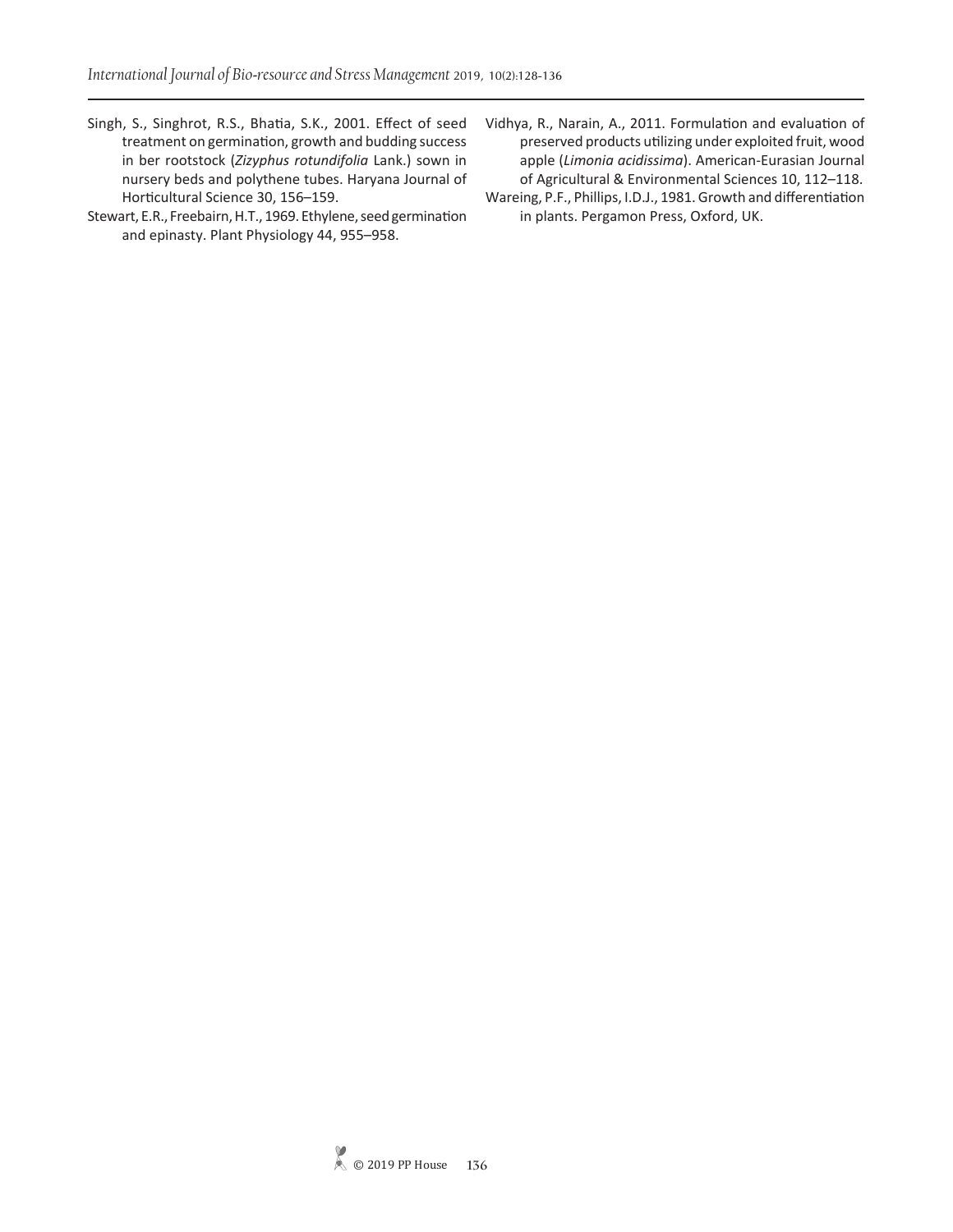Singh, S., Singhrot, R.S., Bhatia, S.K., 2001. Effect of seed treatment on germination, growth and budding success in ber rootstock (*Zizyphus rotundifolia* Lank.) sown in nursery beds and polythene tubes. Haryana Journal of Horticultural Science 30, 156–159.

Stewart, E.R., Freebairn, H.T., 1969. Ethylene, seed germination and epinasty. Plant Physiology 44, 955–958.

Vidhya, R., Narain, A., 2011. Formulation and evaluation of preserved products utilizing under exploited fruit, wood apple (*Limonia acidissima*). American-Eurasian Journal of Agricultural & Environmental Sciences 10, 112–118.

Wareing, P.F., Phillips, I.D.J., 1981. Growth and differentiation in plants. Pergamon Press, Oxford, UK.